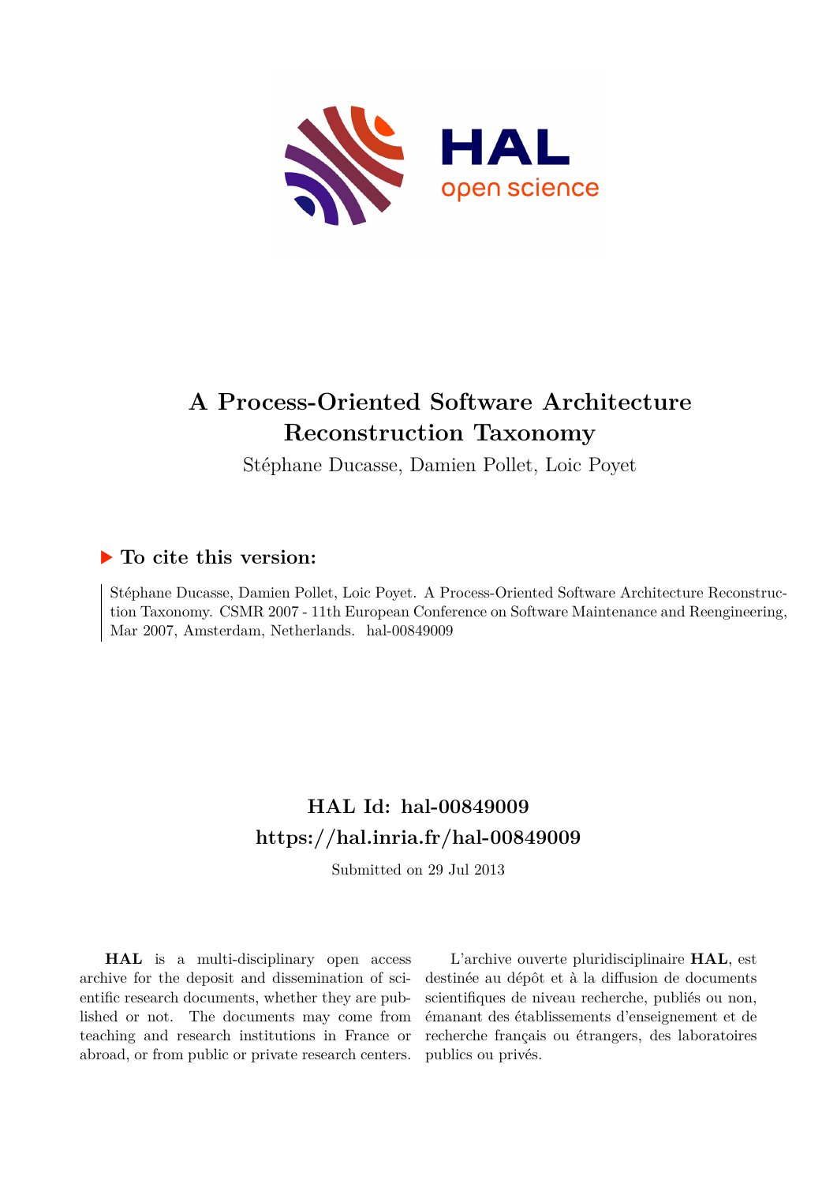# A Process-Oriented Software Architecture Reconstruction Taxonomy

Stéphane Ducasse, Damien Pollet, Loic Poyet

## ▶ To cite this version:

Stéphane Ducasse, Damien Pollet, Loic Poyet. A Process-Oriented Software Architecture Reconstruction Taxonomy. CSMR 2007 - 11th European Conference on Software Maintenance and Reengineering, Mar 2007, Amsterdam, Netherlands. hal-00849009

## HAL Id: hal-00849009
## https://hal.inria.fr/hal-00849009

Submitted on 29 Jul 2013

**HAL** is a multi-disciplinary open access archive for the deposit and dissemination of scientific research documents, whether they are published or not. The documents may come from teaching and research institutions in France or abroad, or from public or private research centers.

L'archive ouverte pluridisciplinaire **HAL**, est destinée au dépôt et à la diffusion de documents scientifiques de niveau recherche, publiés ou non, émanant des établissements d'enseignement et de recherche français ou étrangers, des laboratoires publics ou privés.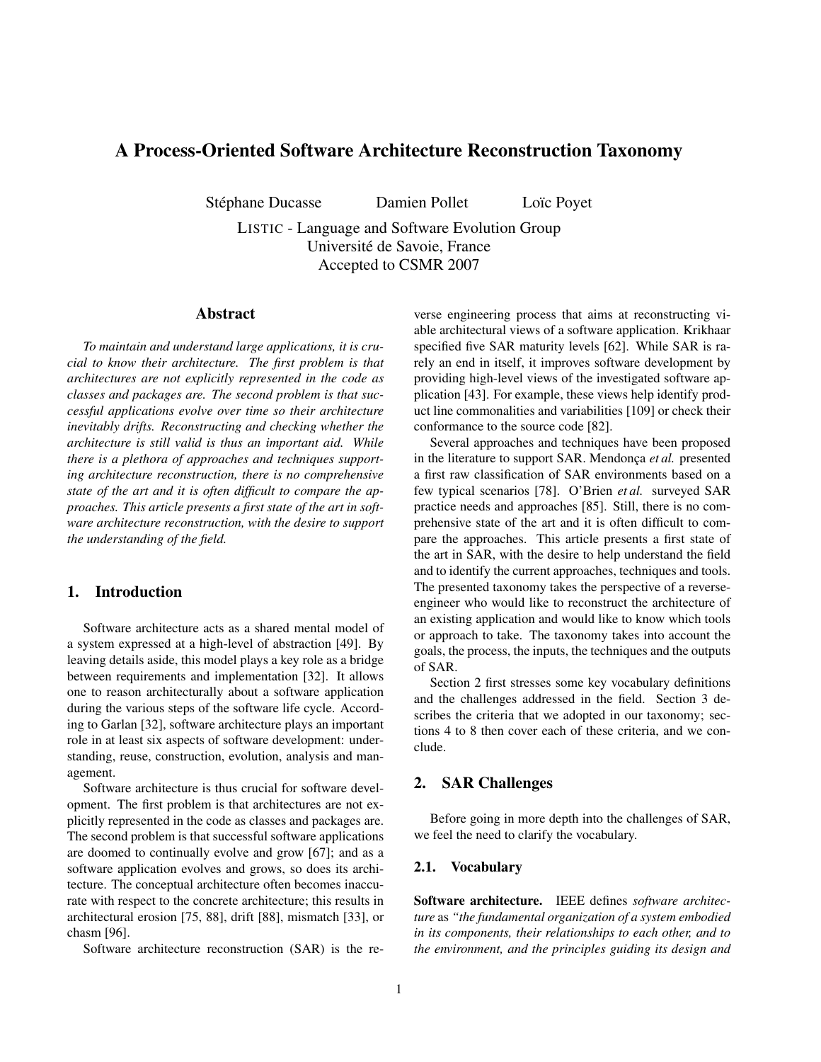# A Process-Oriented Software Architecture Reconstruction Taxonomy

Stéphane Ducasse    Damien Pollet    Loïc Poyet

LISTIC - Language and Software Evolution Group
Université de Savoie, France
Accepted to CSMR 2007

## Abstract

*To maintain and understand large applications, it is crucial to know their architecture. The first problem is that architectures are not explicitly represented in the code as classes and packages are. The second problem is that successful applications evolve over time so their architecture inevitably drifts. Reconstructing and checking whether the architecture is still valid is thus an important aid. While there is a plethora of approaches and techniques supporting architecture reconstruction, there is no comprehensive state of the art and it is often difficult to compare the approaches. This article presents a first state of the art in software architecture reconstruction, with the desire to support the understanding of the field.*

## 1. Introduction

Software architecture acts as a shared mental model of a system expressed at a high-level of abstraction [49]. By leaving details aside, this model plays a key role as a bridge between requirements and implementation [32]. It allows one to reason architecturally about a software application during the various steps of the software life cycle. According to Garlan [32], software architecture plays an important role in at least six aspects of software development: understanding, reuse, construction, evolution, analysis and management.

Software architecture is thus crucial for software development. The first problem is that architectures are not explicitly represented in the code as classes and packages are. The second problem is that successful software applications are doomed to continually evolve and grow [67]; and as a software application evolves and grows, so does its architecture. The conceptual architecture often becomes inaccurate with respect to the concrete architecture; this results in architectural erosion [75, 88], drift [88], mismatch [33], or chasm [96].

Software architecture reconstruction (SAR) is the reverse engineering process that aims at reconstructing viable architectural views of a software application. Krikhaar specified five SAR maturity levels [62]. While SAR is rarely an end in itself, it improves software development by providing high-level views of the investigated software application [43]. For example, these views help identify product line commonalities and variabilities [109] or check their conformance to the source code [82].

Several approaches and techniques have been proposed in the literature to support SAR. Mendonça *et al.* presented a first raw classification of SAR environments based on a few typical scenarios [78]. O'Brien *et al.* surveyed SAR practice needs and approaches [85]. Still, there is no comprehensive state of the art and it is often difficult to compare the approaches. This article presents a first state of the art in SAR, with the desire to help understand the field and to identify the current approaches, techniques and tools. The presented taxonomy takes the perspective of a reverse-engineer who would like to reconstruct the architecture of an existing application and would like to know which tools or approach to take. The taxonomy takes into account the goals, the process, the inputs, the techniques and the outputs of SAR.

Section 2 first stresses some key vocabulary definitions and the challenges addressed in the field. Section 3 describes the criteria that we adopted in our taxonomy; sections 4 to 8 then cover each of these criteria, and we conclude.

## 2. SAR Challenges

Before going in more depth into the challenges of SAR, we feel the need to clarify the vocabulary.

### 2.1. Vocabulary

**Software architecture.** IEEE defines *software architecture* as *"the fundamental organization of a system embodied in its components, their relationships to each other, and to the environment, and the principles guiding its design and*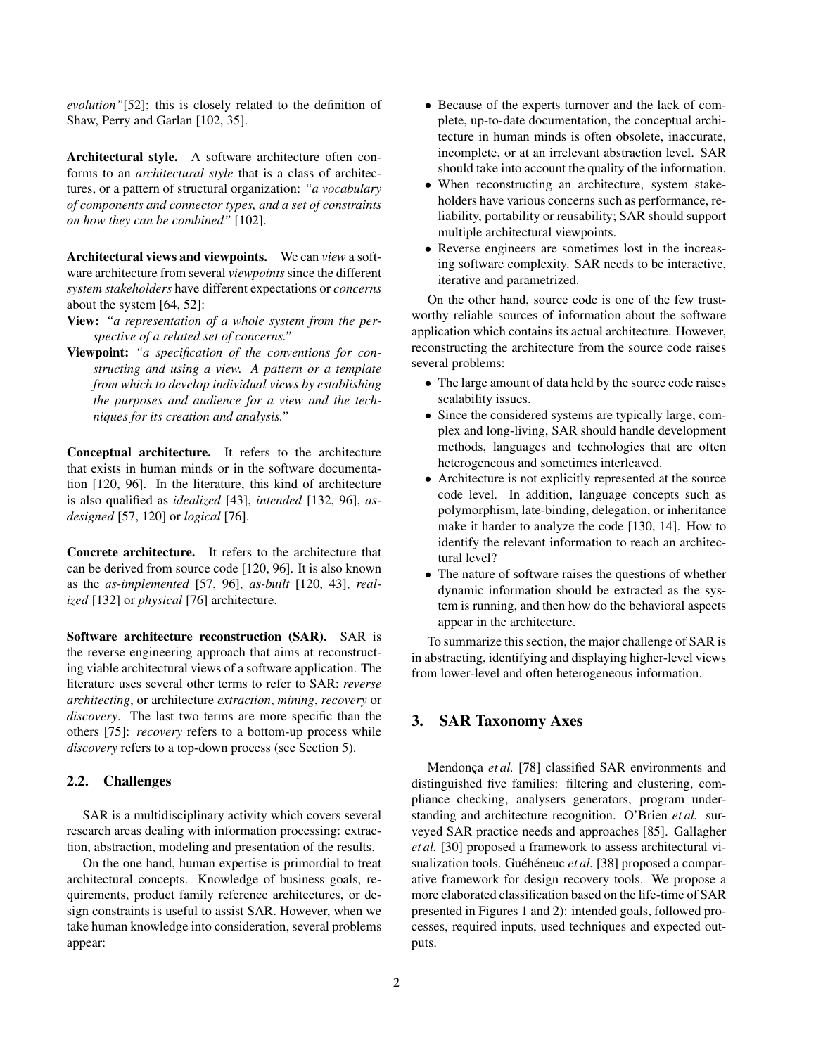*evolution"*[52]; this is closely related to the definition of Shaw, Perry and Garlan [102, 35].

**Architectural style.** A software architecture often conforms to an *architectural style* that is a class of architectures, or a pattern of structural organization: *"a vocabulary of components and connector types, and a set of constraints on how they can be combined"* [102].

**Architectural views and viewpoints.** We can *view* a software architecture from several *viewpoints* since the different *system stakeholders* have different expectations or *concerns* about the system [64, 52]:

**View:** *"a representation of a whole system from the perspective of a related set of concerns."*

**Viewpoint:** *"a specification of the conventions for constructing and using a view. A pattern or a template from which to develop individual views by establishing the purposes and audience for a view and the techniques for its creation and analysis."*

**Conceptual architecture.** It refers to the architecture that exists in human minds or in the software documentation [120, 96]. In the literature, this kind of architecture is also qualified as *idealized* [43], *intended* [132, 96], *as-designed* [57, 120] or *logical* [76].

**Concrete architecture.** It refers to the architecture that can be derived from source code [120, 96]. It is also known as the *as-implemented* [57, 96], *as-built* [120, 43], *realized* [132] or *physical* [76] architecture.

**Software architecture reconstruction (SAR).** SAR is the reverse engineering approach that aims at reconstructing viable architectural views of a software application. The literature uses several other terms to refer to SAR: *reverse architecting*, or architecture *extraction*, *mining*, *recovery* or *discovery*. The last two terms are more specific than the others [75]: *recovery* refers to a bottom-up process while *discovery* refers to a top-down process (see Section 5).

### 2.2. Challenges

SAR is a multidisciplinary activity which covers several research areas dealing with information processing: extraction, abstraction, modeling and presentation of the results.

On the one hand, human expertise is primordial to treat architectural concepts. Knowledge of business goals, requirements, product family reference architectures, or design constraints is useful to assist SAR. However, when we take human knowledge into consideration, several problems appear:

- Because of the experts turnover and the lack of complete, up-to-date documentation, the conceptual architecture in human minds is often obsolete, inaccurate, incomplete, or at an irrelevant abstraction level. SAR should take into account the quality of the information.
- When reconstructing an architecture, system stakeholders have various concerns such as performance, reliability, portability or reusability; SAR should support multiple architectural viewpoints.
- Reverse engineers are sometimes lost in the increasing software complexity. SAR needs to be interactive, iterative and parametrized.

On the other hand, source code is one of the few trustworthy reliable sources of information about the software application which contains its actual architecture. However, reconstructing the architecture from the source code raises several problems:

- The large amount of data held by the source code raises scalability issues.
- Since the considered systems are typically large, complex and long-living, SAR should handle development methods, languages and technologies that are often heterogeneous and sometimes interleaved.
- Architecture is not explicitly represented at the source code level. In addition, language concepts such as polymorphism, late-binding, delegation, or inheritance make it harder to analyze the code [130, 14]. How to identify the relevant information to reach an architectural level?
- The nature of software raises the questions of whether dynamic information should be extracted as the system is running, and then how do the behavioral aspects appear in the architecture.

To summarize this section, the major challenge of SAR is in abstracting, identifying and displaying higher-level views from lower-level and often heterogeneous information.

## 3. SAR Taxonomy Axes

Mendonça *et al.* [78] classified SAR environments and distinguished five families: filtering and clustering, compliance checking, analysers generators, program understanding and architecture recognition. O'Brien *et al.* surveyed SAR practice needs and approaches [85]. Gallagher *et al.* [30] proposed a framework to assess architectural visualization tools. Guéhéneuc *et al.* [38] proposed a comparative framework for design recovery tools. We propose a more elaborated classification based on the life-time of SAR presented in Figures 1 and 2): intended goals, followed processes, required inputs, used techniques and expected outputs.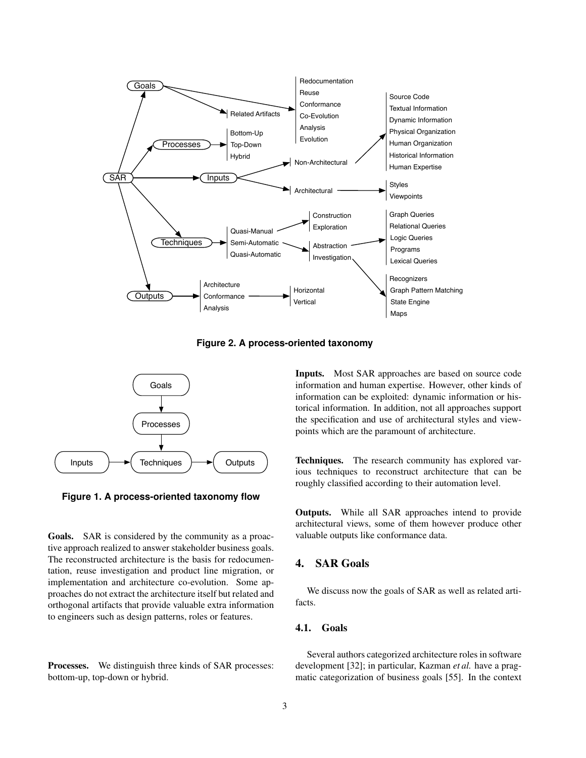**Figure 2. A process-oriented taxonomy**

**Figure 1. A process-oriented taxonomy flow**

**Goals.** SAR is considered by the community as a proactive approach realized to answer stakeholder business goals. The reconstructed architecture is the basis for redocumentation, reuse investigation and product line migration, or implementation and architecture co-evolution. Some approaches do not extract the architecture itself but related and orthogonal artifacts that provide valuable extra information to engineers such as design patterns, roles or features.

**Processes.** We distinguish three kinds of SAR processes: bottom-up, top-down or hybrid.

**Inputs.** Most SAR approaches are based on source code information and human expertise. However, other kinds of information can be exploited: dynamic information or historical information. In addition, not all approaches support the specification and use of architectural styles and viewpoints which are the paramount of architecture.

**Techniques.** The research community has explored various techniques to reconstruct architecture that can be roughly classified according to their automation level.

**Outputs.** While all SAR approaches intend to provide architectural views, some of them however produce other valuable outputs like conformance data.

## 4. SAR Goals

We discuss now the goals of SAR as well as related artifacts.

### 4.1. Goals

Several authors categorized architecture roles in software development [32]; in particular, Kazman *et al.* have a pragmatic categorization of business goals [55]. In the context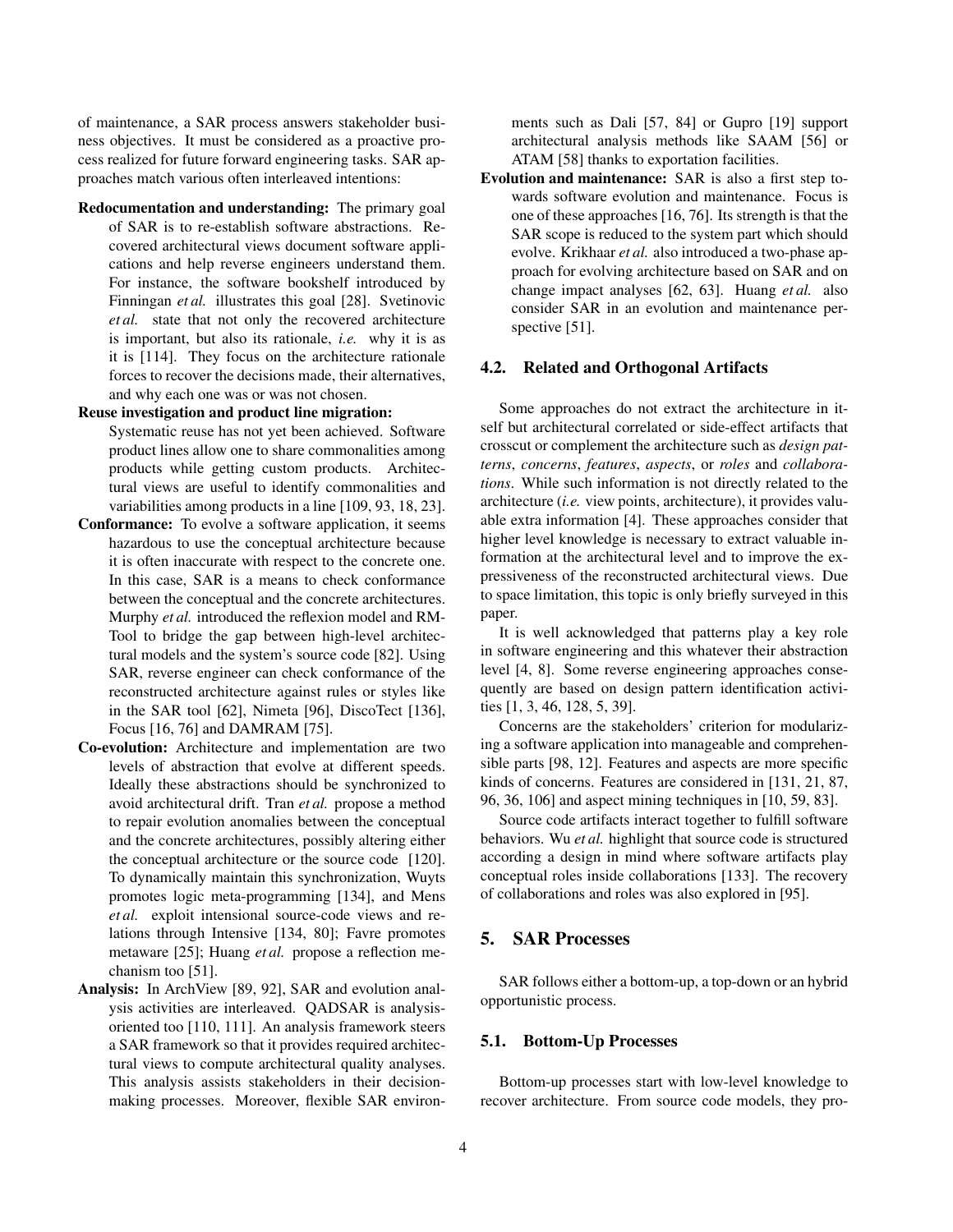of maintenance, a SAR process answers stakeholder business objectives. It must be considered as a proactive process realized for future forward engineering tasks. SAR approaches match various often interleaved intentions:

**Redocumentation and understanding:** The primary goal of SAR is to re-establish software abstractions. Recovered architectural views document software applications and help reverse engineers understand them. For instance, the software bookshelf introduced by Finningan *et al.* illustrates this goal [28]. Svetinovic *et al.* state that not only the recovered architecture is important, but also its rationale, *i.e.* why it is as it is [114]. They focus on the architecture rationale forces to recover the decisions made, their alternatives, and why each one was or was not chosen.

**Reuse investigation and product line migration:** Systematic reuse has not yet been achieved. Software product lines allow one to share commonalities among products while getting custom products. Architectural views are useful to identify commonalities and variabilities among products in a line [109, 93, 18, 23].

**Conformance:** To evolve a software application, it seems hazardous to use the conceptual architecture because it is often inaccurate with respect to the concrete one. In this case, SAR is a means to check conformance between the conceptual and the concrete architectures. Murphy *et al.* introduced the reflexion model and RM-Tool to bridge the gap between high-level architectural models and the system's source code [82]. Using SAR, reverse engineer can check conformance of the reconstructed architecture against rules or styles like in the SAR tool [62], Nimeta [96], DiscoTect [136], Focus [16, 76] and DAMRAM [75].

**Co-evolution:** Architecture and implementation are two levels of abstraction that evolve at different speeds. Ideally these abstractions should be synchronized to avoid architectural drift. Tran *et al.* propose a method to repair evolution anomalies between the conceptual and the concrete architectures, possibly altering either the conceptual architecture or the source code [120]. To dynamically maintain this synchronization, Wuyts promotes logic meta-programming [134], and Mens *et al.* exploit intensional source-code views and relations through Intensive [134, 80]; Favre promotes metaware [25]; Huang *et al.* propose a reflection mechanism too [51].

**Analysis:** In ArchView [89, 92], SAR and evolution analysis activities are interleaved. QADSAR is analysis-oriented too [110, 111]. An analysis framework steers a SAR framework so that it provides required architectural views to compute architectural quality analyses. This analysis assists stakeholders in their decision-making processes. Moreover, flexible SAR environments such as Dali [57, 84] or Gupro [19] support architectural analysis methods like SAAM [56] or ATAM [58] thanks to exportation facilities.

**Evolution and maintenance:** SAR is also a first step towards software evolution and maintenance. Focus is one of these approaches [16, 76]. Its strength is that the SAR scope is reduced to the system part which should evolve. Krikhaar *et al.* also introduced a two-phase approach for evolving architecture based on SAR and on change impact analyses [62, 63]. Huang *et al.* also consider SAR in an evolution and maintenance perspective [51].

### 4.2. Related and Orthogonal Artifacts

Some approaches do not extract the architecture in itself but architectural correlated or side-effect artifacts that crosscut or complement the architecture such as *design patterns*, *concerns*, *features*, *aspects*, or *roles* and *collaborations*. While such information is not directly related to the architecture (*i.e.* view points, architecture), it provides valuable extra information [4]. These approaches consider that higher level knowledge is necessary to extract valuable information at the architectural level and to improve the expressiveness of the reconstructed architectural views. Due to space limitation, this topic is only briefly surveyed in this paper.

It is well acknowledged that patterns play a key role in software engineering and this whatever their abstraction level [4, 8]. Some reverse engineering approaches consequently are based on design pattern identification activities [1, 3, 46, 128, 5, 39].

Concerns are the stakeholders' criterion for modularizing a software application into manageable and comprehensible parts [98, 12]. Features and aspects are more specific kinds of concerns. Features are considered in [131, 21, 87, 96, 36, 106] and aspect mining techniques in [10, 59, 83].

Source code artifacts interact together to fulfill software behaviors. Wu *et al.* highlight that source code is structured according a design in mind where software artifacts play conceptual roles inside collaborations [133]. The recovery of collaborations and roles was also explored in [95].

## 5. SAR Processes

SAR follows either a bottom-up, a top-down or an hybrid opportunistic process.

### 5.1. Bottom-Up Processes

Bottom-up processes start with low-level knowledge to recover architecture. From source code models, they pro-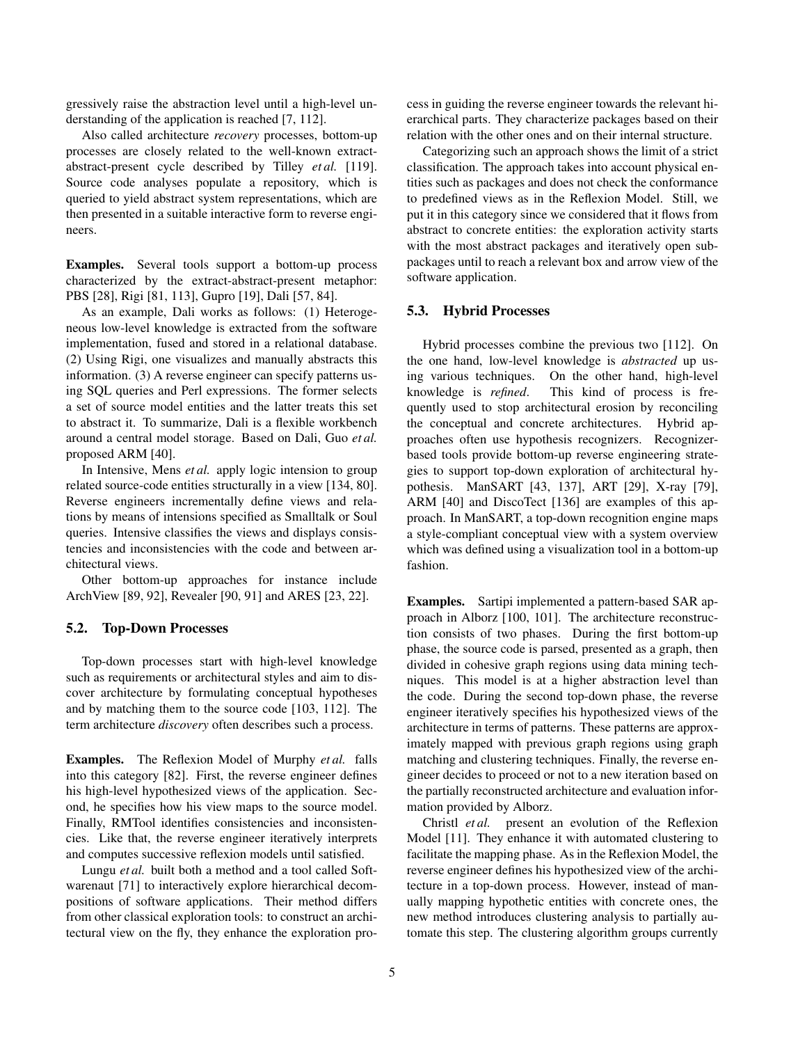gressively raise the abstraction level until a high-level understanding of the application is reached [7, 112].

Also called architecture *recovery* processes, bottom-up processes are closely related to the well-known extract-abstract-present cycle described by Tilley *et al.* [119]. Source code analyses populate a repository, which is queried to yield abstract system representations, which are then presented in a suitable interactive form to reverse engineers.

**Examples.** Several tools support a bottom-up process characterized by the extract-abstract-present metaphor: PBS [28], Rigi [81, 113], Gupro [19], Dali [57, 84].

As an example, Dali works as follows: (1) Heterogeneous low-level knowledge is extracted from the software implementation, fused and stored in a relational database. (2) Using Rigi, one visualizes and manually abstracts this information. (3) A reverse engineer can specify patterns using SQL queries and Perl expressions. The former selects a set of source model entities and the latter treats this set to abstract it. To summarize, Dali is a flexible workbench around a central model storage. Based on Dali, Guo *et al.* proposed ARM [40].

In Intensive, Mens *et al.* apply logic intension to group related source-code entities structurally in a view [134, 80]. Reverse engineers incrementally define views and relations by means of intensions specified as Smalltalk or Soul queries. Intensive classifies the views and displays consistencies and inconsistencies with the code and between architectural views.

Other bottom-up approaches for instance include ArchView [89, 92], Revealer [90, 91] and ARES [23, 22].

### 5.2. Top-Down Processes

Top-down processes start with high-level knowledge such as requirements or architectural styles and aim to discover architecture by formulating conceptual hypotheses and by matching them to the source code [103, 112]. The term architecture *discovery* often describes such a process.

**Examples.** The Reflexion Model of Murphy *et al.* falls into this category [82]. First, the reverse engineer defines his high-level hypothesized views of the application. Second, he specifies how his view maps to the source model. Finally, RMTool identifies consistencies and inconsistencies. Like that, the reverse engineer iteratively interprets and computes successive reflexion models until satisfied.

Lungu *et al.* built both a method and a tool called Softwarenaut [71] to interactively explore hierarchical decompositions of software applications. Their method differs from other classical exploration tools: to construct an architectural view on the fly, they enhance the exploration process in guiding the reverse engineer towards the relevant hierarchical parts. They characterize packages based on their relation with the other ones and on their internal structure.

Categorizing such an approach shows the limit of a strict classification. The approach takes into account physical entities such as packages and does not check the conformance to predefined views as in the Reflexion Model. Still, we put it in this category since we considered that it flows from abstract to concrete entities: the exploration activity starts with the most abstract packages and iteratively open subpackages until to reach a relevant box and arrow view of the software application.

### 5.3. Hybrid Processes

Hybrid processes combine the previous two [112]. On the one hand, low-level knowledge is *abstracted* up using various techniques. On the other hand, high-level knowledge is *refined*. This kind of process is frequently used to stop architectural erosion by reconciling the conceptual and concrete architectures. Hybrid approaches often use hypothesis recognizers. Recognizer-based tools provide bottom-up reverse engineering strategies to support top-down exploration of architectural hypothesis. ManSART [43, 137], ART [29], X-ray [79], ARM [40] and DiscoTect [136] are examples of this approach. In ManSART, a top-down recognition engine maps a style-compliant conceptual view with a system overview which was defined using a visualization tool in a bottom-up fashion.

**Examples.** Sartipi implemented a pattern-based SAR approach in Alborz [100, 101]. The architecture reconstruction consists of two phases. During the first bottom-up phase, the source code is parsed, presented as a graph, then divided in cohesive graph regions using data mining techniques. This model is at a higher abstraction level than the code. During the second top-down phase, the reverse engineer iteratively specifies his hypothesized views of the architecture in terms of patterns. These patterns are approximately mapped with previous graph regions using graph matching and clustering techniques. Finally, the reverse engineer decides to proceed or not to a new iteration based on the partially reconstructed architecture and evaluation information provided by Alborz.

Christl *et al.* present an evolution of the Reflexion Model [11]. They enhance it with automated clustering to facilitate the mapping phase. As in the Reflexion Model, the reverse engineer defines his hypothesized view of the architecture in a top-down process. However, instead of manually mapping hypothetic entities with concrete ones, the new method introduces clustering analysis to partially automate this step. The clustering algorithm groups currently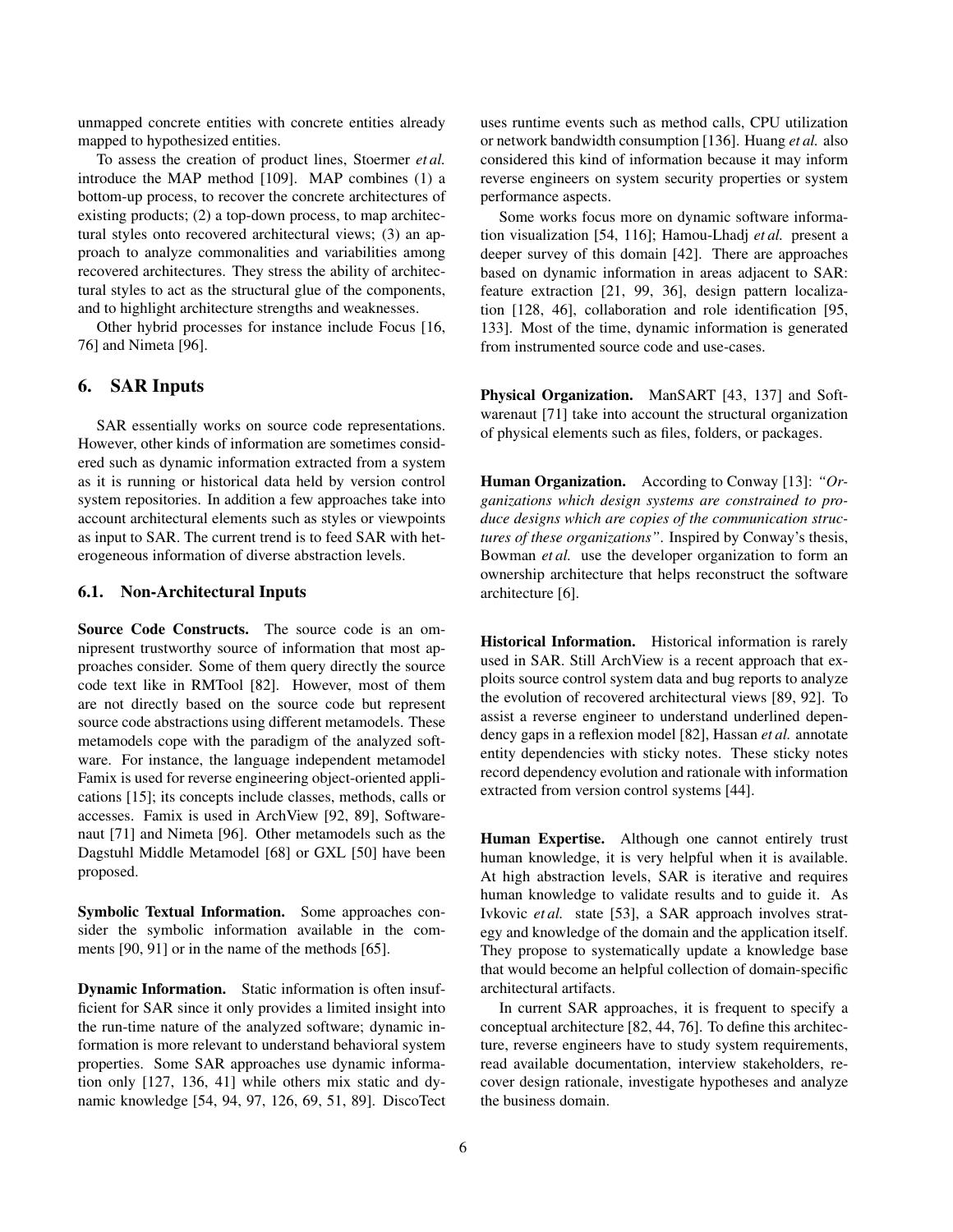unmapped concrete entities with concrete entities already mapped to hypothesized entities.

To assess the creation of product lines, Stoermer *et al.* introduce the MAP method [109]. MAP combines (1) a bottom-up process, to recover the concrete architectures of existing products; (2) a top-down process, to map architectural styles onto recovered architectural views; (3) an approach to analyze commonalities and variabilities among recovered architectures. They stress the ability of architectural styles to act as the structural glue of the components, and to highlight architecture strengths and weaknesses.

Other hybrid processes for instance include Focus [16, 76] and Nimeta [96].

## 6. SAR Inputs

SAR essentially works on source code representations. However, other kinds of information are sometimes considered such as dynamic information extracted from a system as it is running or historical data held by version control system repositories. In addition a few approaches take into account architectural elements such as styles or viewpoints as input to SAR. The current trend is to feed SAR with heterogeneous information of diverse abstraction levels.

### 6.1. Non-Architectural Inputs

**Source Code Constructs.** The source code is an omnipresent trustworthy source of information that most approaches consider. Some of them query directly the source code text like in RMTool [82]. However, most of them are not directly based on the source code but represent source code abstractions using different metamodels. These metamodels cope with the paradigm of the analyzed software. For instance, the language independent metamodel Famix is used for reverse engineering object-oriented applications [15]; its concepts include classes, methods, calls or accesses. Famix is used in ArchView [92, 89], Softwarenaut [71] and Nimeta [96]. Other metamodels such as the Dagstuhl Middle Metamodel [68] or GXL [50] have been proposed.

**Symbolic Textual Information.** Some approaches consider the symbolic information available in the comments [90, 91] or in the name of the methods [65].

**Dynamic Information.** Static information is often insufficient for SAR since it only provides a limited insight into the run-time nature of the analyzed software; dynamic information is more relevant to understand behavioral system properties. Some SAR approaches use dynamic information only [127, 136, 41] while others mix static and dynamic knowledge [54, 94, 97, 126, 69, 51, 89]. DiscoTect uses runtime events such as method calls, CPU utilization or network bandwidth consumption [136]. Huang *et al.* also considered this kind of information because it may inform reverse engineers on system security properties or system performance aspects.

Some works focus more on dynamic software information visualization [54, 116]; Hamou-Lhadj *et al.* present a deeper survey of this domain [42]. There are approaches based on dynamic information in areas adjacent to SAR: feature extraction [21, 99, 36], design pattern localization [128, 46], collaboration and role identification [95, 133]. Most of the time, dynamic information is generated from instrumented source code and use-cases.

**Physical Organization.** ManSART [43, 137] and Softwarenaut [71] take into account the structural organization of physical elements such as files, folders, or packages.

**Human Organization.** According to Conway [13]: *"Organizations which design systems are constrained to produce designs which are copies of the communication structures of these organizations"*. Inspired by Conway's thesis, Bowman *et al.* use the developer organization to form an ownership architecture that helps reconstruct the software architecture [6].

**Historical Information.** Historical information is rarely used in SAR. Still ArchView is a recent approach that exploits source control system data and bug reports to analyze the evolution of recovered architectural views [89, 92]. To assist a reverse engineer to understand underlined dependency gaps in a reflexion model [82], Hassan *et al.* annotate entity dependencies with sticky notes. These sticky notes record dependency evolution and rationale with information extracted from version control systems [44].

**Human Expertise.** Although one cannot entirely trust human knowledge, it is very helpful when it is available. At high abstraction levels, SAR is iterative and requires human knowledge to validate results and to guide it. As Ivkovic *et al.* state [53], a SAR approach involves strategy and knowledge of the domain and the application itself. They propose to systematically update a knowledge base that would become an helpful collection of domain-specific architectural artifacts.

In current SAR approaches, it is frequent to specify a conceptual architecture [82, 44, 76]. To define this architecture, reverse engineers have to study system requirements, read available documentation, interview stakeholders, recover design rationale, investigate hypotheses and analyze the business domain.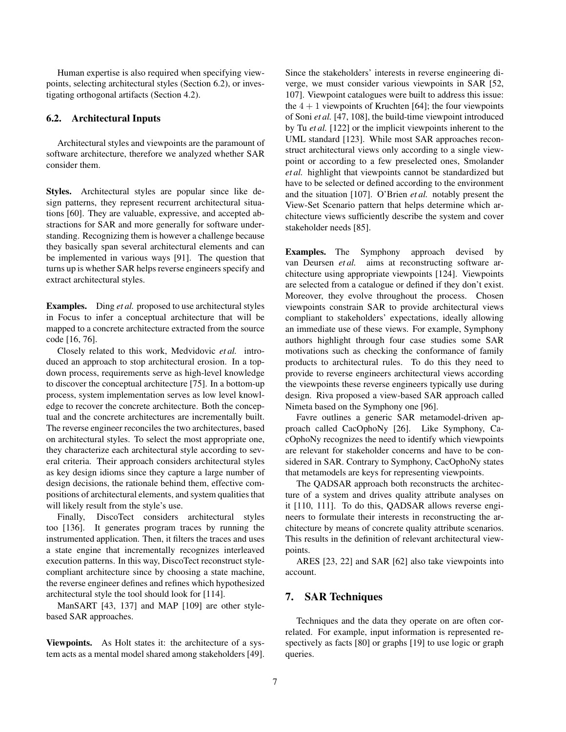Human expertise is also required when specifying viewpoints, selecting architectural styles (Section 6.2), or investigating orthogonal artifacts (Section 4.2).

### 6.2. Architectural Inputs

Architectural styles and viewpoints are the paramount of software architecture, therefore we analyzed whether SAR consider them.

**Styles.** Architectural styles are popular since like design patterns, they represent recurrent architectural situations [60]. They are valuable, expressive, and accepted abstractions for SAR and more generally for software understanding. Recognizing them is however a challenge because they basically span several architectural elements and can be implemented in various ways [91]. The question that turns up is whether SAR helps reverse engineers specify and extract architectural styles.

**Examples.** Ding *et al.* proposed to use architectural styles in Focus to infer a conceptual architecture that will be mapped to a concrete architecture extracted from the source code [16, 76].

Closely related to this work, Medvidovic *et al.* introduced an approach to stop architectural erosion. In a top-down process, requirements serve as high-level knowledge to discover the conceptual architecture [75]. In a bottom-up process, system implementation serves as low level knowledge to recover the concrete architecture. Both the conceptual and the concrete architectures are incrementally built. The reverse engineer reconciles the two architectures, based on architectural styles. To select the most appropriate one, they characterize each architectural style according to several criteria. Their approach considers architectural styles as key design idioms since they capture a large number of design decisions, the rationale behind them, effective compositions of architectural elements, and system qualities that will likely result from the style's use.

Finally, DiscoTect considers architectural styles too [136]. It generates program traces by running the instrumented application. Then, it filters the traces and uses a state engine that incrementally recognizes interleaved execution patterns. In this way, DiscoTect reconstruct style-compliant architecture since by choosing a state machine, the reverse engineer defines and refines which hypothesized architectural style the tool should look for [114].

ManSART [43, 137] and MAP [109] are other style-based SAR approaches.

**Viewpoints.** As Holt states it: the architecture of a system acts as a mental model shared among stakeholders [49]. Since the stakeholders' interests in reverse engineering diverge, we must consider various viewpoints in SAR [52, 107]. Viewpoint catalogues were built to address this issue: the $4 + 1$ viewpoints of Kruchten [64]; the four viewpoints of Soni *et al.* [47, 108], the build-time viewpoint introduced by Tu *et al.* [122] or the implicit viewpoints inherent to the UML standard [123]. While most SAR approaches reconstruct architectural views only according to a single viewpoint or according to a few preselected ones, Smolander *et al.* highlight that viewpoints cannot be standardized but have to be selected or defined according to the environment and the situation [107]. O'Brien *et al.* notably present the View-Set Scenario pattern that helps determine which architecture views sufficiently describe the system and cover stakeholder needs [85].

**Examples.** The Symphony approach devised by van Deursen *et al.* aims at reconstructing software architecture using appropriate viewpoints [124]. Viewpoints are selected from a catalogue or defined if they don't exist. Moreover, they evolve throughout the process. Chosen viewpoints constrain SAR to provide architectural views compliant to stakeholders' expectations, ideally allowing an immediate use of these views. For example, Symphony authors highlight through four case studies some SAR motivations such as checking the conformance of family products to architectural rules. To do this they need to provide to reverse engineers architectural views according the viewpoints these reverse engineers typically use during design. Riva proposed a view-based SAR approach called Nimeta based on the Symphony one [96].

Favre outlines a generic SAR metamodel-driven approach called CacOphoNy [26]. Like Symphony, CacOphoNy recognizes the need to identify which viewpoints are relevant for stakeholder concerns and have to be considered in SAR. Contrary to Symphony, CacOphoNy states that metamodels are keys for representing viewpoints.

The QADSAR approach both reconstructs the architecture of a system and drives quality attribute analyses on it [110, 111]. To do this, QADSAR allows reverse engineers to formulate their interests in reconstructing the architecture by means of concrete quality attribute scenarios. This results in the definition of relevant architectural viewpoints.

ARES [23, 22] and SAR [62] also take viewpoints into account.

## 7. SAR Techniques

Techniques and the data they operate on are often correlated. For example, input information is represented respectively as facts [80] or graphs [19] to use logic or graph queries.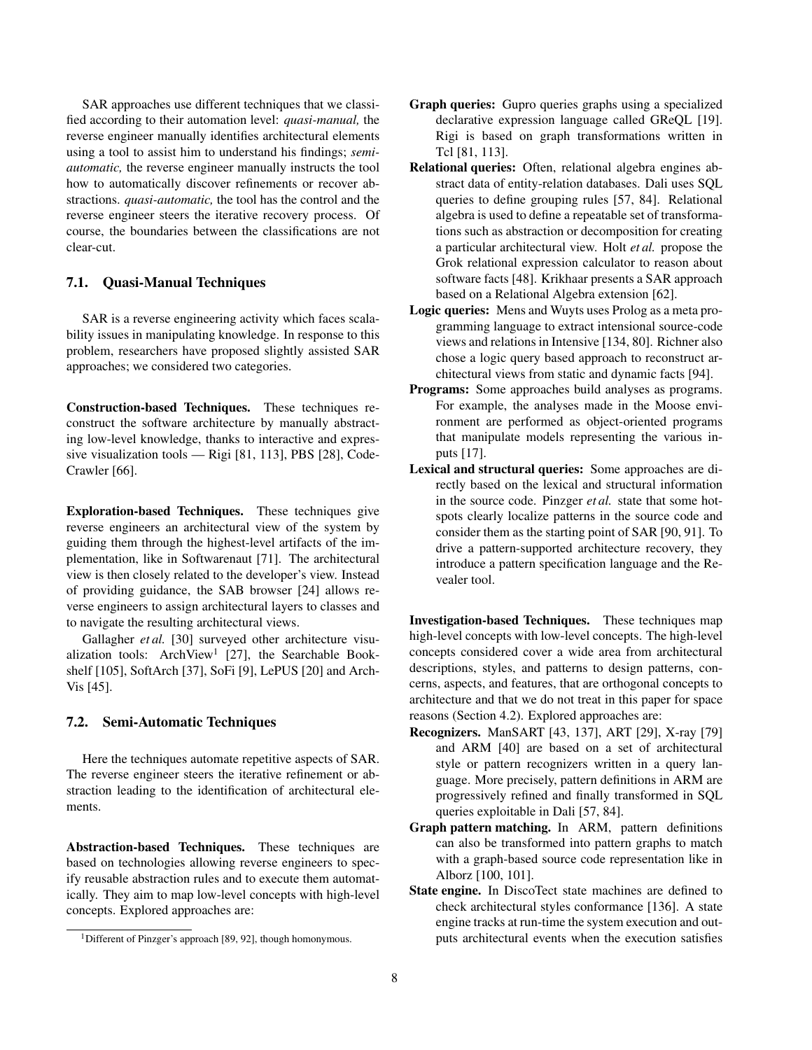SAR approaches use different techniques that we classified according to their automation level: *quasi-manual,* the reverse engineer manually identifies architectural elements using a tool to assist him to understand his findings; *semi-automatic,* the reverse engineer manually instructs the tool how to automatically discover refinements or recover abstractions. *quasi-automatic,* the tool has the control and the reverse engineer steers the iterative recovery process. Of course, the boundaries between the classifications are not clear-cut.

### 7.1. Quasi-Manual Techniques

SAR is a reverse engineering activity which faces scalability issues in manipulating knowledge. In response to this problem, researchers have proposed slightly assisted SAR approaches; we considered two categories.

**Construction-based Techniques.** These techniques reconstruct the software architecture by manually abstracting low-level knowledge, thanks to interactive and expressive visualization tools — Rigi [81, 113], PBS [28], CodeCrawler [66].

**Exploration-based Techniques.** These techniques give reverse engineers an architectural view of the system by guiding them through the highest-level artifacts of the implementation, like in Softwarenaut [71]. The architectural view is then closely related to the developer's view. Instead of providing guidance, the SAB browser [24] allows reverse engineers to assign architectural layers to classes and to navigate the resulting architectural views.

Gallagher *et al.* [30] surveyed other architecture visualization tools: ArchView[1] [27], the Searchable Bookshelf [105], SoftArch [37], SoFi [9], LePUS [20] and ArchVis [45].

### 7.2. Semi-Automatic Techniques

Here the techniques automate repetitive aspects of SAR. The reverse engineer steers the iterative refinement or abstraction leading to the identification of architectural elements.

**Abstraction-based Techniques.** These techniques are based on technologies allowing reverse engineers to specify reusable abstraction rules and to execute them automatically. They aim to map low-level concepts with high-level concepts. Explored approaches are:

- **Graph queries:** Gupro queries graphs using a specialized declarative expression language called GReQL [19]. Rigi is based on graph transformations written in Tcl [81, 113].
- **Relational queries:** Often, relational algebra engines abstract data of entity-relation databases. Dali uses SQL queries to define grouping rules [57, 84]. Relational algebra is used to define a repeatable set of transformations such as abstraction or decomposition for creating a particular architectural view. Holt *et al.* propose the Grok relational expression calculator to reason about software facts [48]. Krikhaar presents a SAR approach based on a Relational Algebra extension [62].
- **Logic queries:** Mens and Wuyts uses Prolog as a meta programming language to extract intensional source-code views and relations in Intensive [134, 80]. Richner also chose a logic query based approach to reconstruct architectural views from static and dynamic facts [94].
- **Programs:** Some approaches build analyses as programs. For example, the analyses made in the Moose environment are performed as object-oriented programs that manipulate models representing the various inputs [17].
- **Lexical and structural queries:** Some approaches are directly based on the lexical and structural information in the source code. Pinzger *et al.* state that some hotspots clearly localize patterns in the source code and consider them as the starting point of SAR [90, 91]. To drive a pattern-supported architecture recovery, they introduce a pattern specification language and the Revealer tool.

**Investigation-based Techniques.** These techniques map high-level concepts with low-level concepts. The high-level concepts considered cover a wide area from architectural descriptions, styles, and patterns to design patterns, concerns, aspects, and features, that are orthogonal concepts to architecture and that we do not treat in this paper for space reasons (Section 4.2). Explored approaches are:

- **Recognizers.** ManSART [43, 137], ART [29], X-ray [79] and ARM [40] are based on a set of architectural style or pattern recognizers written in a query language. More precisely, pattern definitions in ARM are progressively refined and finally transformed in SQL queries exploitable in Dali [57, 84].
- **Graph pattern matching.** In ARM, pattern definitions can also be transformed into pattern graphs to match with a graph-based source code representation like in Alborz [100, 101].
- **State engine.** In DiscoTect state machines are defined to check architectural styles conformance [136]. A state engine tracks at run-time the system execution and outputs architectural events when the execution satisfies

[1] Different of Pinzger's approach [89, 92], though homonymous.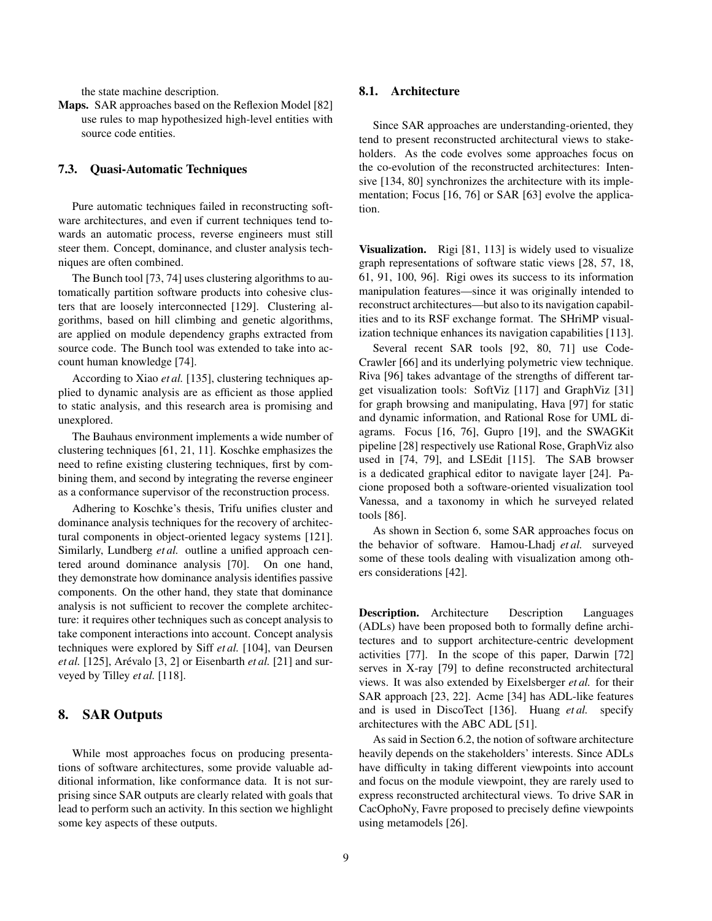the state machine description.

**Maps.** SAR approaches based on the Reflexion Model [82] use rules to map hypothesized high-level entities with source code entities.

### 7.3. Quasi-Automatic Techniques

Pure automatic techniques failed in reconstructing software architectures, and even if current techniques tend towards an automatic process, reverse engineers must still steer them. Concept, dominance, and cluster analysis techniques are often combined.

The Bunch tool [73, 74] uses clustering algorithms to automatically partition software products into cohesive clusters that are loosely interconnected [129]. Clustering algorithms, based on hill climbing and genetic algorithms, are applied on module dependency graphs extracted from source code. The Bunch tool was extended to take into account human knowledge [74].

According to Xiao *et al.* [135], clustering techniques applied to dynamic analysis are as efficient as those applied to static analysis, and this research area is promising and unexplored.

The Bauhaus environment implements a wide number of clustering techniques [61, 21, 11]. Koschke emphasizes the need to refine existing clustering techniques, first by combining them, and second by integrating the reverse engineer as a conformance supervisor of the reconstruction process.

Adhering to Koschke's thesis, Trifu unifies cluster and dominance analysis techniques for the recovery of architectural components in object-oriented legacy systems [121]. Similarly, Lundberg *et al.* outline a unified approach centered around dominance analysis [70]. On one hand, they demonstrate how dominance analysis identifies passive components. On the other hand, they state that dominance analysis is not sufficient to recover the complete architecture: it requires other techniques such as concept analysis to take component interactions into account. Concept analysis techniques were explored by Siff *et al.* [104], van Deursen *et al.* [125], Arévalo [3, 2] or Eisenbarth *et al.* [21] and surveyed by Tilley *et al.* [118].

## 8. SAR Outputs

While most approaches focus on producing presentations of software architectures, some provide valuable additional information, like conformance data. It is not surprising since SAR outputs are clearly related with goals that lead to perform such an activity. In this section we highlight some key aspects of these outputs.

### 8.1. Architecture

Since SAR approaches are understanding-oriented, they tend to present reconstructed architectural views to stakeholders. As the code evolves some approaches focus on the co-evolution of the reconstructed architectures: Intensive [134, 80] synchronizes the architecture with its implementation; Focus [16, 76] or SAR [63] evolve the application.

**Visualization.** Rigi [81, 113] is widely used to visualize graph representations of software static views [28, 57, 18, 61, 91, 100, 96]. Rigi owes its success to its information manipulation features—since it was originally intended to reconstruct architectures—but also to its navigation capabilities and to its RSF exchange format. The SHriMP visualization technique enhances its navigation capabilities [113].

Several recent SAR tools [92, 80, 71] use CodeCrawler [66] and its underlying polymetric view technique. Riva [96] takes advantage of the strengths of different target visualization tools: SoftViz [117] and GraphViz [31] for graph browsing and manipulating, Hava [97] for static and dynamic information, and Rational Rose for UML diagrams. Focus [16, 76], Gupro [19], and the SWAGKit pipeline [28] respectively use Rational Rose, GraphViz also used in [74, 79], and LSEdit [115]. The SAB browser is a dedicated graphical editor to navigate layer [24]. Pacione proposed both a software-oriented visualization tool Vanessa, and a taxonomy in which he surveyed related tools [86].

As shown in Section 6, some SAR approaches focus on the behavior of software. Hamou-Lhadj *et al.* surveyed some of these tools dealing with visualization among others considerations [42].

**Description.** Architecture Description Languages (ADLs) have been proposed both to formally define architectures and to support architecture-centric development activities [77]. In the scope of this paper, Darwin [72] serves in X-ray [79] to define reconstructed architectural views. It was also extended by Eixelsberger *et al.* for their SAR approach [23, 22]. Acme [34] has ADL-like features and is used in DiscoTect [136]. Huang *et al.* specify architectures with the ABC ADL [51].

As said in Section 6.2, the notion of software architecture heavily depends on the stakeholders' interests. Since ADLs have difficulty in taking different viewpoints into account and focus on the module viewpoint, they are rarely used to express reconstructed architectural views. To drive SAR in CacOphoNy, Favre proposed to precisely define viewpoints using metamodels [26].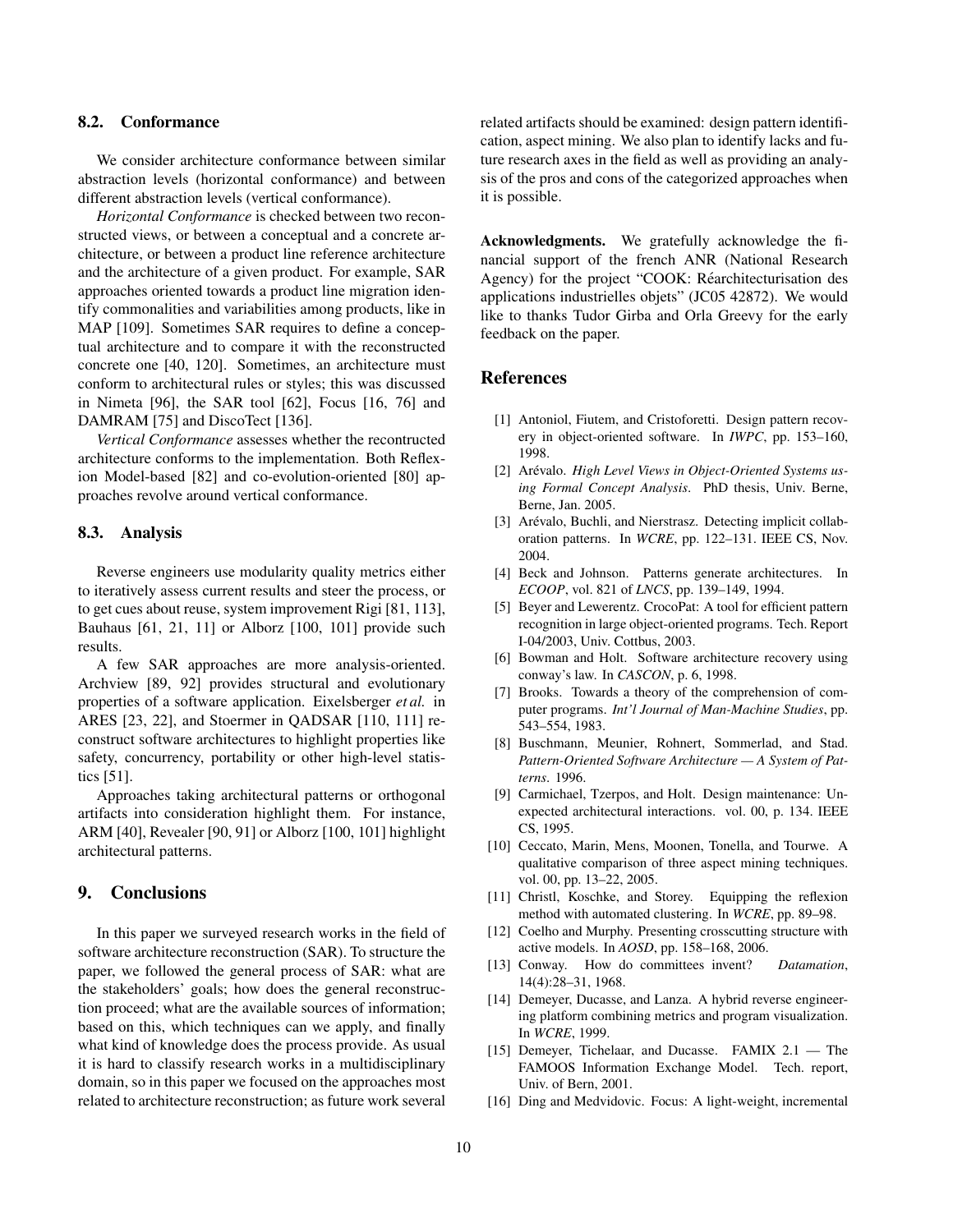### 8.2. Conformance

We consider architecture conformance between similar abstraction levels (horizontal conformance) and between different abstraction levels (vertical conformance).

*Horizontal Conformance* is checked between two reconstructed views, or between a conceptual and a concrete architecture, or between a product line reference architecture and the architecture of a given product. For example, SAR approaches oriented towards a product line migration identify commonalities and variabilities among products, like in MAP [109]. Sometimes SAR requires to define a conceptual architecture and to compare it with the reconstructed concrete one [40, 120]. Sometimes, an architecture must conform to architectural rules or styles; this was discussed in Nimeta [96], the SAR tool [62], Focus [16, 76] and DAMRAM [75] and DiscoTect [136].

*Vertical Conformance* assesses whether the recontructed architecture conforms to the implementation. Both Reflexion Model-based [82] and co-evolution-oriented [80] approaches revolve around vertical conformance.

### 8.3. Analysis

Reverse engineers use modularity quality metrics either to iteratively assess current results and steer the process, or to get cues about reuse, system improvement Rigi [81, 113], Bauhaus [61, 21, 11] or Alborz [100, 101] provide such results.

A few SAR approaches are more analysis-oriented. Archview [89, 92] provides structural and evolutionary properties of a software application. Eixelsberger *et al.* in ARES [23, 22], and Stoermer in QADSAR [110, 111] reconstruct software architectures to highlight properties like safety, concurrency, portability or other high-level statistics [51].

Approaches taking architectural patterns or orthogonal artifacts into consideration highlight them. For instance, ARM [40], Revealer [90, 91] or Alborz [100, 101] highlight architectural patterns.

## 9. Conclusions

In this paper we surveyed research works in the field of software architecture reconstruction (SAR). To structure the paper, we followed the general process of SAR: what are the stakeholders' goals; how does the general reconstruction proceed; what are the available sources of information; based on this, which techniques can we apply, and finally what kind of knowledge does the process provide. As usual it is hard to classify research works in a multidisciplinary domain, so in this paper we focused on the approaches most related to architecture reconstruction; as future work several related artifacts should be examined: design pattern identification, aspect mining. We also plan to identify lacks and future research axes in the field as well as providing an analysis of the pros and cons of the categorized approaches when it is possible.

**Acknowledgments.** We gratefully acknowledge the financial support of the french ANR (National Research Agency) for the project "COOK: Réarchitecturisation des applications industrielles objets" (JC05 42872). We would like to thanks Tudor Girba and Orla Greevy for the early feedback on the paper.

## References

[1] Antoniol, Fiutem, and Cristoforetti. Design pattern recovery in object-oriented software. In *IWPC*, pp. 153–160, 1998.

[2] Arévalo. *High Level Views in Object-Oriented Systems using Formal Concept Analysis*. PhD thesis, Univ. Berne, Berne, Jan. 2005.

[3] Arévalo, Buchli, and Nierstrasz. Detecting implicit collaboration patterns. In *WCRE*, pp. 122–131. IEEE CS, Nov. 2004.

[4] Beck and Johnson. Patterns generate architectures. In *ECOOP*, vol. 821 of *LNCS*, pp. 139–149, 1994.

[5] Beyer and Lewerentz. CrocoPat: A tool for efficient pattern recognition in large object-oriented programs. Tech. Report I-04/2003, Univ. Cottbus, 2003.

[6] Bowman and Holt. Software architecture recovery using conway's law. In *CASCON*, p. 6, 1998.

[7] Brooks. Towards a theory of the comprehension of computer programs. *Int'l Journal of Man-Machine Studies*, pp. 543–554, 1983.

[8] Buschmann, Meunier, Rohnert, Sommerlad, and Stad. *Pattern-Oriented Software Architecture — A System of Patterns*. 1996.

[9] Carmichael, Tzerpos, and Holt. Design maintenance: Unexpected architectural interactions. vol. 00, p. 134. IEEE CS, 1995.

[10] Ceccato, Marin, Mens, Moonen, Tonella, and Tourwe. A qualitative comparison of three aspect mining techniques. vol. 00, pp. 13–22, 2005.

[11] Christl, Koschke, and Storey. Equipping the reflexion method with automated clustering. In *WCRE*, pp. 89–98.

[12] Coelho and Murphy. Presenting crosscutting structure with active models. In *AOSD*, pp. 158–168, 2006.

[13] Conway. How do committees invent? *Datamation*, 14(4):28–31, 1968.

[14] Demeyer, Ducasse, and Lanza. A hybrid reverse engineering platform combining metrics and program visualization. In *WCRE*, 1999.

[15] Demeyer, Tichelaar, and Ducasse. FAMIX 2.1 — The FAMOOS Information Exchange Model. Tech. report, Univ. of Bern, 2001.

[16] Ding and Medvidovic. Focus: A light-weight, incremental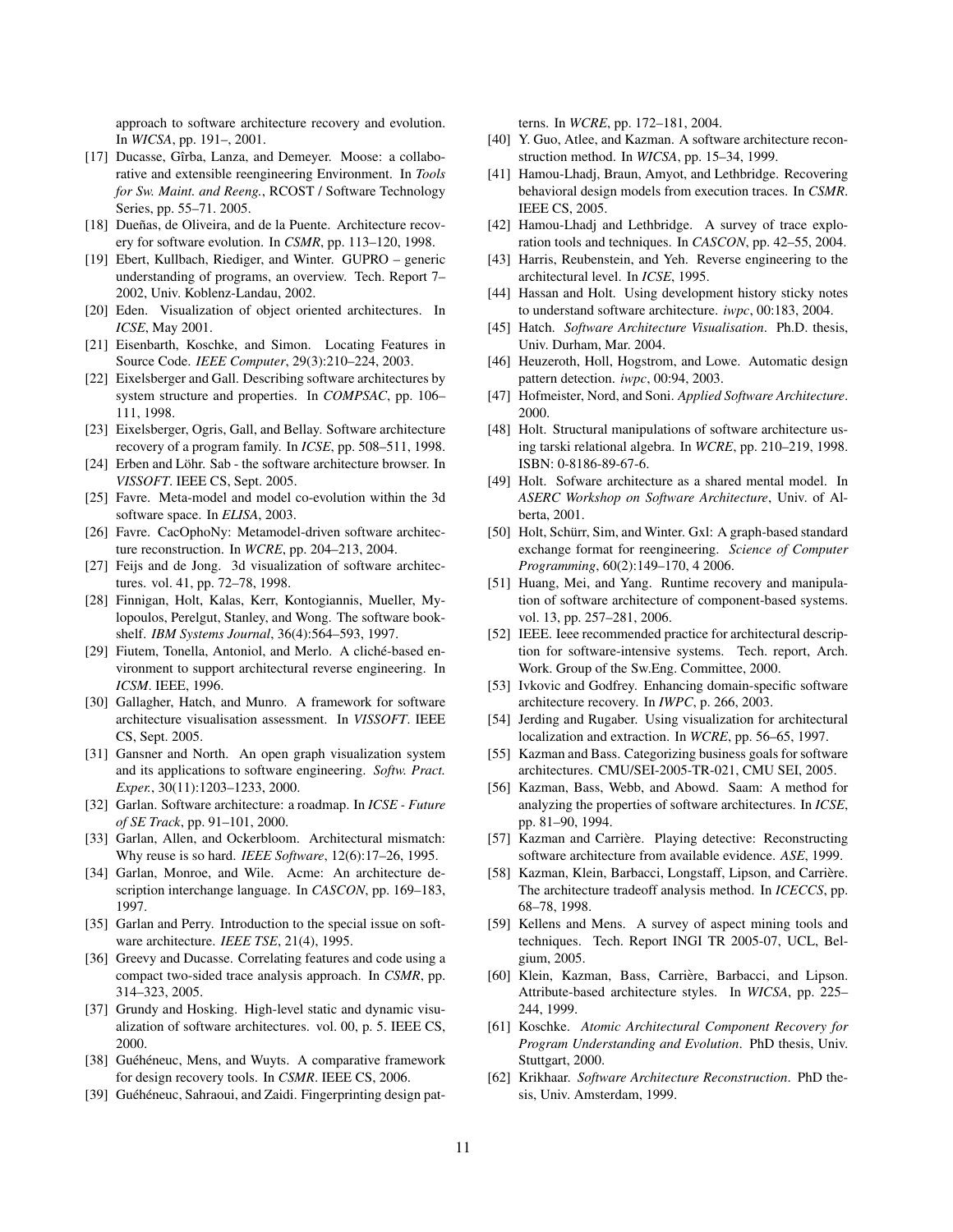approach to software architecture recovery and evolution. In *WICSA*, pp. 191–, 2001.

[17] Ducasse, Gîrba, Lanza, and Demeyer. Moose: a collaborative and extensible reengineering Environment. In *Tools for Sw. Maint. and Reeng.*, RCOST / Software Technology Series, pp. 55–71. 2005.

[18] Dueñas, de Oliveira, and de la Puente. Architecture recovery for software evolution. In *CSMR*, pp. 113–120, 1998.

[19] Ebert, Kullbach, Riediger, and Winter. GUPRO – generic understanding of programs, an overview. Tech. Report 7–2002, Univ. Koblenz-Landau, 2002.

[20] Eden. Visualization of object oriented architectures. In *ICSE*, May 2001.

[21] Eisenbarth, Koschke, and Simon. Locating Features in Source Code. *IEEE Computer*, 29(3):210–224, 2003.

[22] Eixelsberger and Gall. Describing software architectures by system structure and properties. In *COMPSAC*, pp. 106–111, 1998.

[23] Eixelsberger, Ogris, Gall, and Bellay. Software architecture recovery of a program family. In *ICSE*, pp. 508–511, 1998.

[24] Erben and Löhr. Sab - the software architecture browser. In *VISSOFT*. IEEE CS, Sept. 2005.

[25] Favre. Meta-model and model co-evolution within the 3d software space. In *ELISA*, 2003.

[26] Favre. CacOphoNy: Metamodel-driven software architecture reconstruction. In *WCRE*, pp. 204–213, 2004.

[27] Feijs and de Jong. 3d visualization of software architectures. vol. 41, pp. 72–78, 1998.

[28] Finnigan, Holt, Kalas, Kerr, Kontogiannis, Mueller, Mylopoulos, Perelgut, Stanley, and Wong. The software bookshelf. *IBM Systems Journal*, 36(4):564–593, 1997.

[29] Fiutem, Tonella, Antoniol, and Merlo. A cliché-based environment to support architectural reverse engineering. In *ICSM*. IEEE, 1996.

[30] Gallagher, Hatch, and Munro. A framework for software architecture visualisation assessment. In *VISSOFT*. IEEE CS, Sept. 2005.

[31] Gansner and North. An open graph visualization system and its applications to software engineering. *Softw. Pract. Exper.*, 30(11):1203–1233, 2000.

[32] Garlan. Software architecture: a roadmap. In *ICSE - Future of SE Track*, pp. 91–101, 2000.

[33] Garlan, Allen, and Ockerbloom. Architectural mismatch: Why reuse is so hard. *IEEE Software*, 12(6):17–26, 1995.

[34] Garlan, Monroe, and Wile. Acme: An architecture description interchange language. In *CASCON*, pp. 169–183, 1997.

[35] Garlan and Perry. Introduction to the special issue on software architecture. *IEEE TSE*, 21(4), 1995.

[36] Greevy and Ducasse. Correlating features and code using a compact two-sided trace analysis approach. In *CSMR*, pp. 314–323, 2005.

[37] Grundy and Hosking. High-level static and dynamic visualization of software architectures. vol. 00, p. 5. IEEE CS, 2000.

[38] Guéhéneuc, Mens, and Wuyts. A comparative framework for design recovery tools. In *CSMR*. IEEE CS, 2006.

[39] Guéhéneuc, Sahraoui, and Zaidi. Fingerprinting design patterns. In *WCRE*, pp. 172–181, 2004.

[40] Y. Guo, Atlee, and Kazman. A software architecture reconstruction method. In *WICSA*, pp. 15–34, 1999.

[41] Hamou-Lhadj, Braun, Amyot, and Lethbridge. Recovering behavioral design models from execution traces. In *CSMR*. IEEE CS, 2005.

[42] Hamou-Lhadj and Lethbridge. A survey of trace exploration tools and techniques. In *CASCON*, pp. 42–55, 2004.

[43] Harris, Reubenstein, and Yeh. Reverse engineering to the architectural level. In *ICSE*, 1995.

[44] Hassan and Holt. Using development history sticky notes to understand software architecture. *iwpc*, 00:183, 2004.

[45] Hatch. *Software Architecture Visualisation*. Ph.D. thesis, Univ. Durham, Mar. 2004.

[46] Heuzeroth, Holl, Hogstrom, and Lowe. Automatic design pattern detection. *iwpc*, 00:94, 2003.

[47] Hofmeister, Nord, and Soni. *Applied Software Architecture*. 2000.

[48] Holt. Structural manipulations of software architecture using tarski relational algebra. In *WCRE*, pp. 210–219, 1998. ISBN: 0-8186-89-67-6.

[49] Holt. Sofware architecture as a shared mental model. In *ASERC Workshop on Software Architecture*, Univ. of Alberta, 2001.

[50] Holt, Schürr, Sim, and Winter. Gxl: A graph-based standard exchange format for reengineering. *Science of Computer Programming*, 60(2):149–170, 4 2006.

[51] Huang, Mei, and Yang. Runtime recovery and manipulation of software architecture of component-based systems. vol. 13, pp. 257–281, 2006.

[52] IEEE. Ieee recommended practice for architectural description for software-intensive systems. Tech. report, Arch. Work. Group of the Sw.Eng. Committee, 2000.

[53] Ivkovic and Godfrey. Enhancing domain-specific software architecture recovery. In *IWPC*, p. 266, 2003.

[54] Jerding and Rugaber. Using visualization for architectural localization and extraction. In *WCRE*, pp. 56–65, 1997.

[55] Kazman and Bass. Categorizing business goals for software architectures. CMU/SEI-2005-TR-021, CMU SEI, 2005.

[56] Kazman, Bass, Webb, and Abowd. Saam: A method for analyzing the properties of software architectures. In *ICSE*, pp. 81–90, 1994.

[57] Kazman and Carrière. Playing detective: Reconstructing software architecture from available evidence. *ASE*, 1999.

[58] Kazman, Klein, Barbacci, Longstaff, Lipson, and Carrière. The architecture tradeoff analysis method. In *ICECCS*, pp. 68–78, 1998.

[59] Kellens and Mens. A survey of aspect mining tools and techniques. Tech. Report INGI TR 2005-07, UCL, Belgium, 2005.

[60] Klein, Kazman, Bass, Carrière, Barbacci, and Lipson. Attribute-based architecture styles. In *WICSA*, pp. 225–244, 1999.

[61] Koschke. *Atomic Architectural Component Recovery for Program Understanding and Evolution*. PhD thesis, Univ. Stuttgart, 2000.

[62] Krikhaar. *Software Architecture Reconstruction*. PhD thesis, Univ. Amsterdam, 1999.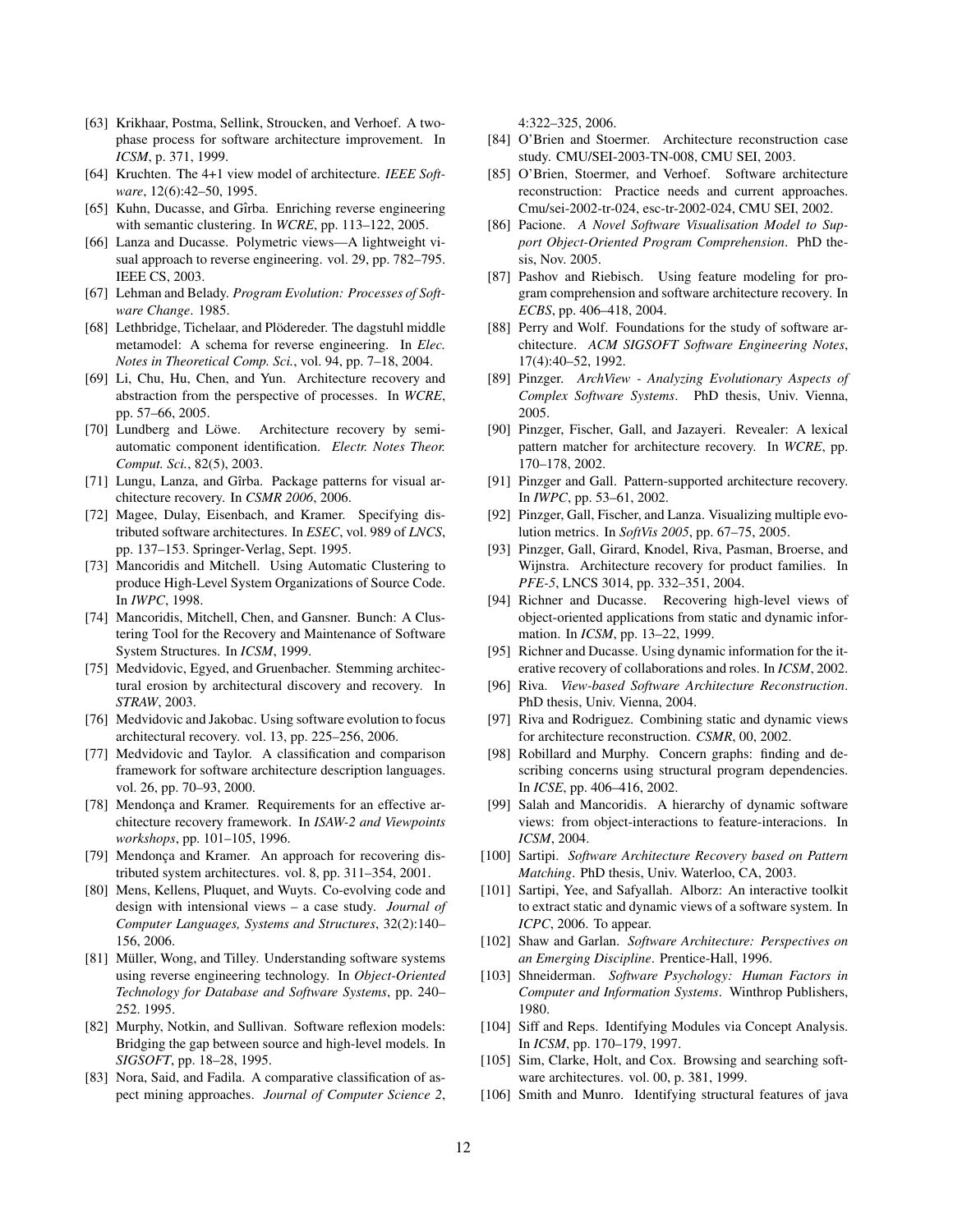[63] Krikhaar, Postma, Sellink, Stroucken, and Verhoef. A two-phase process for software architecture improvement. In *ICSM*, p. 371, 1999.

[64] Kruchten. The 4+1 view model of architecture. *IEEE Software*, 12(6):42–50, 1995.

[65] Kuhn, Ducasse, and Gîrba. Enriching reverse engineering with semantic clustering. In *WCRE*, pp. 113–122, 2005.

[66] Lanza and Ducasse. Polymetric views—A lightweight visual approach to reverse engineering. vol. 29, pp. 782–795. IEEE CS, 2003.

[67] Lehman and Belady. *Program Evolution: Processes of Software Change*. 1985.

[68] Lethbridge, Tichelaar, and Plödereder. The dagstuhl middle metamodel: A schema for reverse engineering. In *Elec. Notes in Theoretical Comp. Sci.*, vol. 94, pp. 7–18, 2004.

[69] Li, Chu, Hu, Chen, and Yun. Architecture recovery and abstraction from the perspective of processes. In *WCRE*, pp. 57–66, 2005.

[70] Lundberg and Löwe. Architecture recovery by semi-automatic component identification. *Electr. Notes Theor. Comput. Sci.*, 82(5), 2003.

[71] Lungu, Lanza, and Gîrba. Package patterns for visual architecture recovery. In *CSMR 2006*, 2006.

[72] Magee, Dulay, Eisenbach, and Kramer. Specifying distributed software architectures. In *ESEC*, vol. 989 of *LNCS*, pp. 137–153. Springer-Verlag, Sept. 1995.

[73] Mancoridis and Mitchell. Using Automatic Clustering to produce High-Level System Organizations of Source Code. In *IWPC*, 1998.

[74] Mancoridis, Mitchell, Chen, and Gansner. Bunch: A Clustering Tool for the Recovery and Maintenance of Software System Structures. In *ICSM*, 1999.

[75] Medvidovic, Egyed, and Gruenbacher. Stemming architectural erosion by architectural discovery and recovery. In *STRAW*, 2003.

[76] Medvidovic and Jakobac. Using software evolution to focus architectural recovery. vol. 13, pp. 225–256, 2006.

[77] Medvidovic and Taylor. A classification and comparison framework for software architecture description languages. vol. 26, pp. 70–93, 2000.

[78] Mendonça and Kramer. Requirements for an effective architecture recovery framework. In *ISAW-2 and Viewpoints workshops*, pp. 101–105, 1996.

[79] Mendonça and Kramer. An approach for recovering distributed system architectures. vol. 8, pp. 311–354, 2001.

[80] Mens, Kellens, Pluquet, and Wuyts. Co-evolving code and design with intensional views – a case study. *Journal of Computer Languages, Systems and Structures*, 32(2):140–156, 2006.

[81] Müller, Wong, and Tilley. Understanding software systems using reverse engineering technology. In *Object-Oriented Technology for Database and Software Systems*, pp. 240–252. 1995.

[82] Murphy, Notkin, and Sullivan. Software reflexion models: Bridging the gap between source and high-level models. In *SIGSOFT*, pp. 18–28, 1995.

[83] Nora, Said, and Fadila. A comparative classification of aspect mining approaches. *Journal of Computer Science 2*, 4:322–325, 2006.

[84] O'Brien and Stoermer. Architecture reconstruction case study. CMU/SEI-2003-TN-008, CMU SEI, 2003.

[85] O'Brien, Stoermer, and Verhoef. Software architecture reconstruction: Practice needs and current approaches. Cmu/sei-2002-tr-024, esc-tr-2002-024, CMU SEI, 2002.

[86] Pacione. *A Novel Software Visualisation Model to Support Object-Oriented Program Comprehension*. PhD thesis, Nov. 2005.

[87] Pashov and Riebisch. Using feature modeling for program comprehension and software architecture recovery. In *ECBS*, pp. 406–418, 2004.

[88] Perry and Wolf. Foundations for the study of software architecture. *ACM SIGSOFT Software Engineering Notes*, 17(4):40–52, 1992.

[89] Pinzger. *ArchView - Analyzing Evolutionary Aspects of Complex Software Systems*. PhD thesis, Univ. Vienna, 2005.

[90] Pinzger, Fischer, Gall, and Jazayeri. Revealer: A lexical pattern matcher for architecture recovery. In *WCRE*, pp. 170–178, 2002.

[91] Pinzger and Gall. Pattern-supported architecture recovery. In *IWPC*, pp. 53–61, 2002.

[92] Pinzger, Gall, Fischer, and Lanza. Visualizing multiple evolution metrics. In *SoftVis 2005*, pp. 67–75, 2005.

[93] Pinzger, Gall, Girard, Knodel, Riva, Pasman, Broerse, and Wijnstra. Architecture recovery for product families. In *PFE-5*, LNCS 3014, pp. 332–351, 2004.

[94] Richner and Ducasse. Recovering high-level views of object-oriented applications from static and dynamic information. In *ICSM*, pp. 13–22, 1999.

[95] Richner and Ducasse. Using dynamic information for the iterative recovery of collaborations and roles. In *ICSM*, 2002.

[96] Riva. *View-based Software Architecture Reconstruction*. PhD thesis, Univ. Vienna, 2004.

[97] Riva and Rodriguez. Combining static and dynamic views for architecture reconstruction. *CSMR*, 00, 2002.

[98] Robillard and Murphy. Concern graphs: finding and describing concerns using structural program dependencies. In *ICSE*, pp. 406–416, 2002.

[99] Salah and Mancoridis. A hierarchy of dynamic software views: from object-interactions to feature-interacions. In *ICSM*, 2004.

[100] Sartipi. *Software Architecture Recovery based on Pattern Matching*. PhD thesis, Univ. Waterloo, CA, 2003.

[101] Sartipi, Yee, and Safyallah. Alborz: An interactive toolkit to extract static and dynamic views of a software system. In *ICPC*, 2006. To appear.

[102] Shaw and Garlan. *Software Architecture: Perspectives on an Emerging Discipline*. Prentice-Hall, 1996.

[103] Shneiderman. *Software Psychology: Human Factors in Computer and Information Systems*. Winthrop Publishers, 1980.

[104] Siff and Reps. Identifying Modules via Concept Analysis. In *ICSM*, pp. 170–179, 1997.

[105] Sim, Clarke, Holt, and Cox. Browsing and searching software architectures. vol. 00, p. 381, 1999.

[106] Smith and Munro. Identifying structural features of java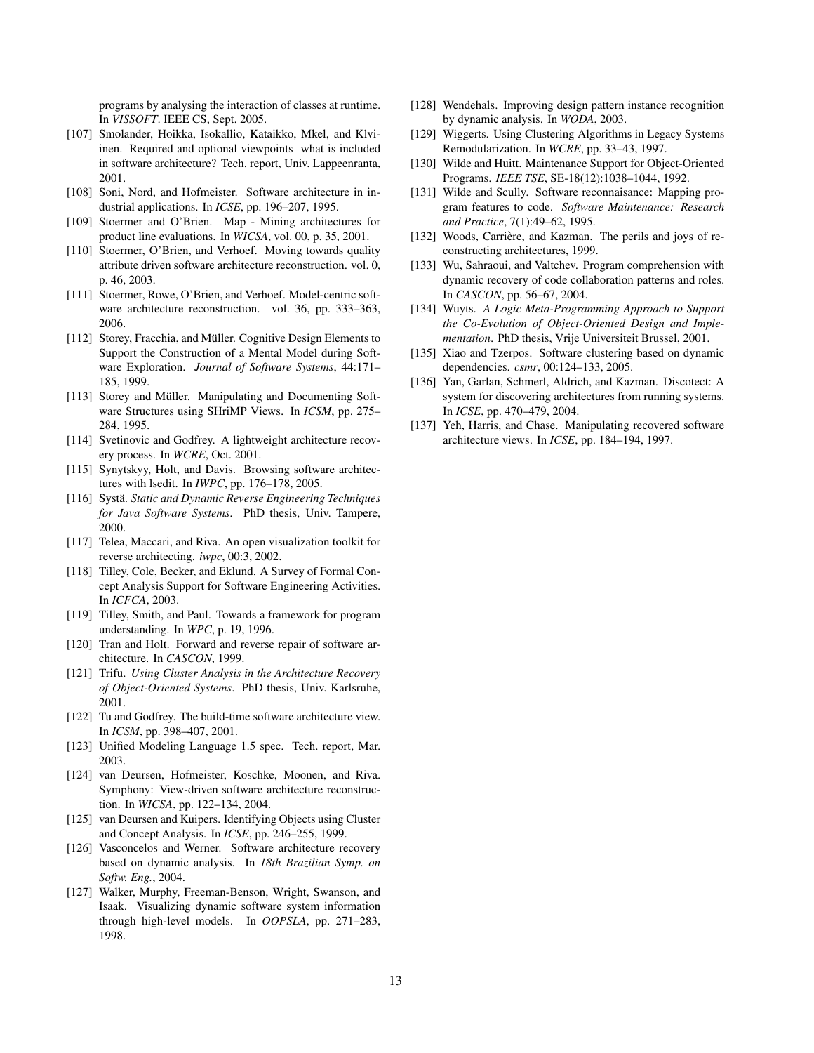programs by analysing the interaction of classes at runtime. In *VISSOFT*. IEEE CS, Sept. 2005.

[107] Smolander, Hoikka, Isokallio, Kataikko, Mkel, and Klviinen. Required and optional viewpoints what is included in software architecture? Tech. report, Univ. Lappeenranta, 2001.

[108] Soni, Nord, and Hofmeister. Software architecture in industrial applications. In *ICSE*, pp. 196–207, 1995.

[109] Stoermer and O'Brien. Map - Mining architectures for product line evaluations. In *WICSA*, vol. 00, p. 35, 2001.

[110] Stoermer, O'Brien, and Verhoef. Moving towards quality attribute driven software architecture reconstruction. vol. 0, p. 46, 2003.

[111] Stoermer, Rowe, O'Brien, and Verhoef. Model-centric software architecture reconstruction. vol. 36, pp. 333–363, 2006.

[112] Storey, Fracchia, and Müller. Cognitive Design Elements to Support the Construction of a Mental Model during Software Exploration. *Journal of Software Systems*, 44:171–185, 1999.

[113] Storey and Müller. Manipulating and Documenting Software Structures using SHriMP Views. In *ICSM*, pp. 275–284, 1995.

[114] Svetinovic and Godfrey. A lightweight architecture recovery process. In *WCRE*, Oct. 2001.

[115] Synytskyy, Holt, and Davis. Browsing software architectures with lsedit. In *IWPC*, pp. 176–178, 2005.

[116] Systä. *Static and Dynamic Reverse Engineering Techniques for Java Software Systems*. PhD thesis, Univ. Tampere, 2000.

[117] Telea, Maccari, and Riva. An open visualization toolkit for reverse architecting. *iwpc*, 00:3, 2002.

[118] Tilley, Cole, Becker, and Eklund. A Survey of Formal Concept Analysis Support for Software Engineering Activities. In *ICFCA*, 2003.

[119] Tilley, Smith, and Paul. Towards a framework for program understanding. In *WPC*, p. 19, 1996.

[120] Tran and Holt. Forward and reverse repair of software architecture. In *CASCON*, 1999.

[121] Trifu. *Using Cluster Analysis in the Architecture Recovery of Object-Oriented Systems*. PhD thesis, Univ. Karlsruhe, 2001.

[122] Tu and Godfrey. The build-time software architecture view. In *ICSM*, pp. 398–407, 2001.

[123] Unified Modeling Language 1.5 spec. Tech. report, Mar. 2003.

[124] van Deursen, Hofmeister, Koschke, Moonen, and Riva. Symphony: View-driven software architecture reconstruction. In *WICSA*, pp. 122–134, 2004.

[125] van Deursen and Kuipers. Identifying Objects using Cluster and Concept Analysis. In *ICSE*, pp. 246–255, 1999.

[126] Vasconcelos and Werner. Software architecture recovery based on dynamic analysis. In *18th Brazilian Symp. on Softw. Eng.*, 2004.

[127] Walker, Murphy, Freeman-Benson, Wright, Swanson, and Isaak. Visualizing dynamic software system information through high-level models. In *OOPSLA*, pp. 271–283, 1998.

[128] Wendehals. Improving design pattern instance recognition by dynamic analysis. In *WODA*, 2003.

[129] Wiggerts. Using Clustering Algorithms in Legacy Systems Remodularization. In *WCRE*, pp. 33–43, 1997.

[130] Wilde and Huitt. Maintenance Support for Object-Oriented Programs. *IEEE TSE*, SE-18(12):1038–1044, 1992.

[131] Wilde and Scully. Software reconnaisance: Mapping program features to code. *Software Maintenance: Research and Practice*, 7(1):49–62, 1995.

[132] Woods, Carrière, and Kazman. The perils and joys of reconstructing architectures, 1999.

[133] Wu, Sahraoui, and Valtchev. Program comprehension with dynamic recovery of code collaboration patterns and roles. In *CASCON*, pp. 56–67, 2004.

[134] Wuyts. *A Logic Meta-Programming Approach to Support the Co-Evolution of Object-Oriented Design and Implementation*. PhD thesis, Vrije Universiteit Brussel, 2001.

[135] Xiao and Tzerpos. Software clustering based on dynamic dependencies. *csmr*, 00:124–133, 2005.

[136] Yan, Garlan, Schmerl, Aldrich, and Kazman. Discotect: A system for discovering architectures from running systems. In *ICSE*, pp. 470–479, 2004.

[137] Yeh, Harris, and Chase. Manipulating recovered software architecture views. In *ICSE*, pp. 184–194, 1997.